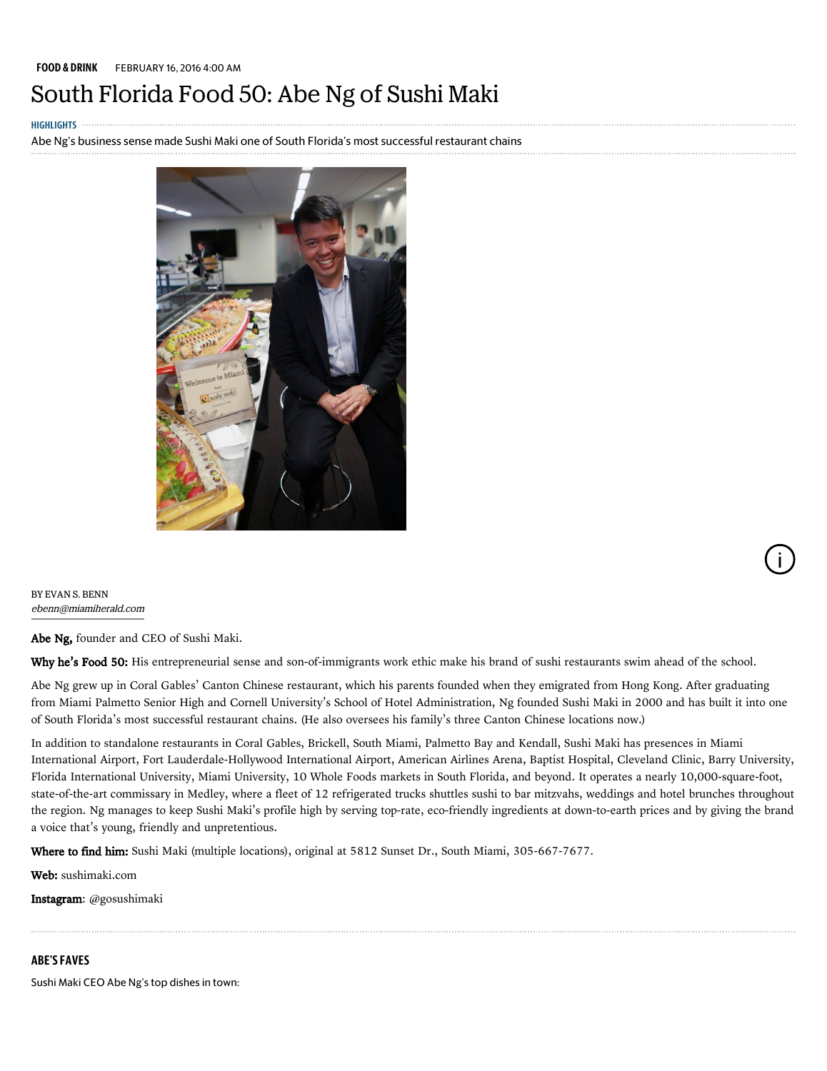FOOD & DRINK FEBRUARY 16, 2016 4:00 AM

# South Florida Food 50: Abe Ng of Sushi Maki

HIGHLIGHTS

Abe Ng's business sense made Sushi Maki one of South Florida's most successful restaurant chains

BY EVAN S. BENN
*ebenn@miamiherald.com*

**Abe Ng,** founder and CEO of Sushi Maki.

**Why he's Food 50:** His entrepreneurial sense and son-of-immigrants work ethic make his brand of sushi restaurants swim ahead of the school.

Abe Ng grew up in Coral Gables' Canton Chinese restaurant, which his parents founded when they emigrated from Hong Kong. After graduating from Miami Palmetto Senior High and Cornell University's School of Hotel Administration, Ng founded Sushi Maki in 2000 and has built it into one of South Florida's most successful restaurant chains. (He also oversees his family's three Canton Chinese locations now.)

In addition to standalone restaurants in Coral Gables, Brickell, South Miami, Palmetto Bay and Kendall, Sushi Maki has presences in Miami International Airport, Fort Lauderdale-Hollywood International Airport, American Airlines Arena, Baptist Hospital, Cleveland Clinic, Barry University, Florida International University, Miami University, 10 Whole Foods markets in South Florida, and beyond. It operates a nearly 10,000-square-foot, state-of-the-art commissary in Medley, where a fleet of 12 refrigerated trucks shuttles sushi to bar mitzvahs, weddings and hotel brunches throughout the region. Ng manages to keep Sushi Maki's profile high by serving top-rate, eco-friendly ingredients at down-to-earth prices and by giving the brand a voice that's young, friendly and unpretentious.

**Where to find him:** Sushi Maki (multiple locations), original at 5812 Sunset Dr., South Miami, 305-667-7677.

**Web:** sushimaki.com

**Instagram**: @gosushimaki

## ABE'S FAVES

Sushi Maki CEO Abe Ng's top dishes in town: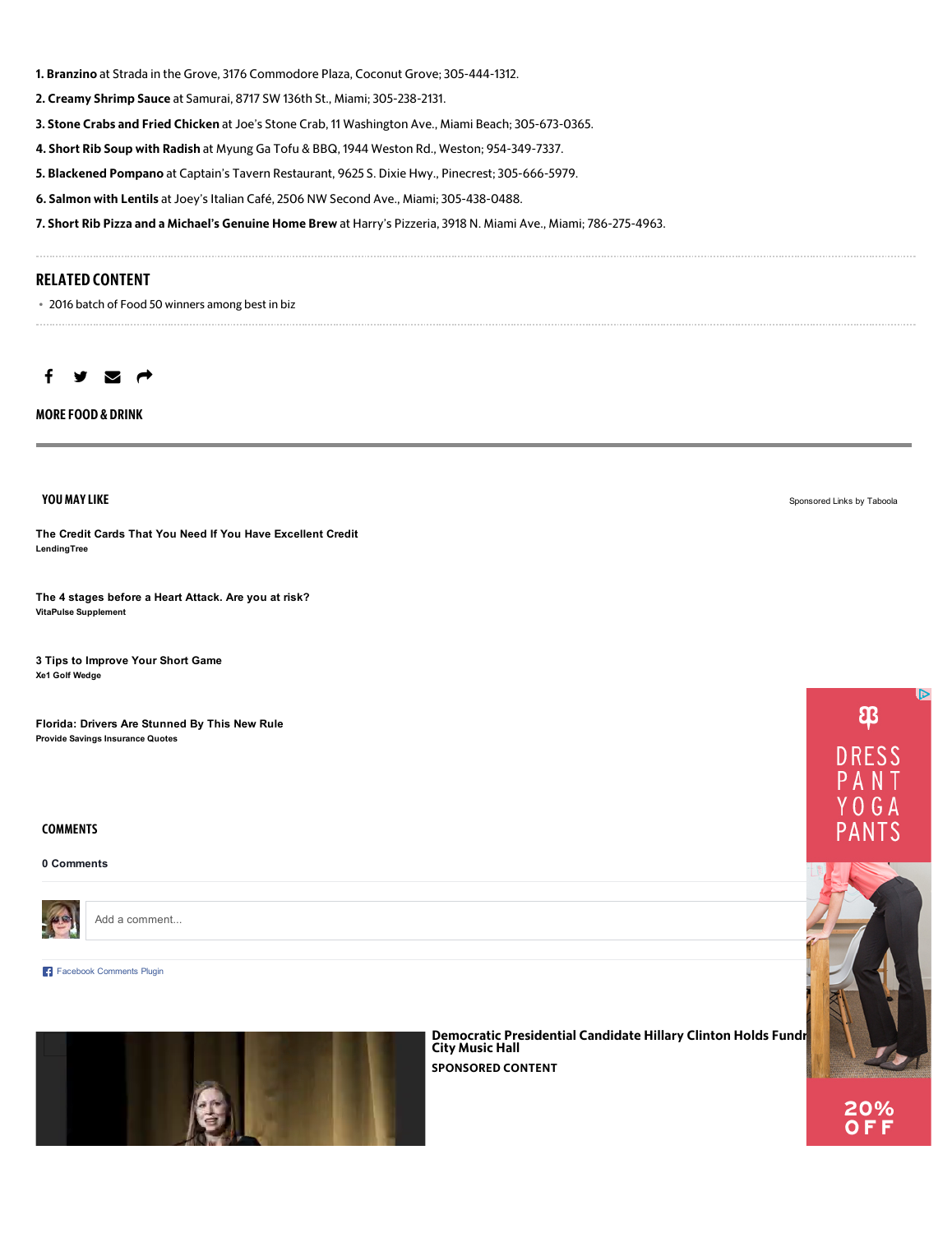1. **Branzino** at Strada in the Grove, 3176 Commodore Plaza, Coconut Grove; 305-444-1312.

2. **Creamy Shrimp Sauce** at Samurai, 8717 SW 136th St., Miami; 305-238-2131.

3. **Stone Crabs and Fried Chicken** at Joe's Stone Crab, 11 Washington Ave., Miami Beach; 305-673-0365.

4. **Short Rib Soup with Radish** at Myung Ga Tofu & BBQ, 1944 Weston Rd., Weston; 954-349-7337.

5. **Blackened Pompano** at Captain's Tavern Restaurant, 9625 S. Dixie Hwy., Pinecrest; 305-666-5979.

6. **Salmon with Lentils** at Joey's Italian Café, 2506 NW Second Ave., Miami; 305-438-0488.

7. **Short Rib Pizza and a Michael's Genuine Home Brew** at Harry's Pizzeria, 3918 N. Miami Ave., Miami; 786-275-4963.

## RELATED CONTENT

- 2016 batch of Food 50 winners among best in biz

## MORE FOOD & DRINK

## YOU MAY LIKE

Sponsored Links by Taboola

**The Credit Cards That You Need If You Have Excellent Credit**
LendingTree

**The 4 stages before a Heart Attack. Are you at risk?**
VitaPulse Supplement

**3 Tips to Improve Your Short Game**
Xe1 Golf Wedge

**Florida: Drivers Are Stunned By This New Rule**
Provide Savings Insurance Quotes

## COMMENTS

0 Comments

Add a comment...

Facebook Comments Plugin

**Democratic Presidential Candidate Hillary Clinton Holds Fundr City Music Hall**

SPONSORED CONTENT

DRESS PANT YOGA PANTS

20% OFF